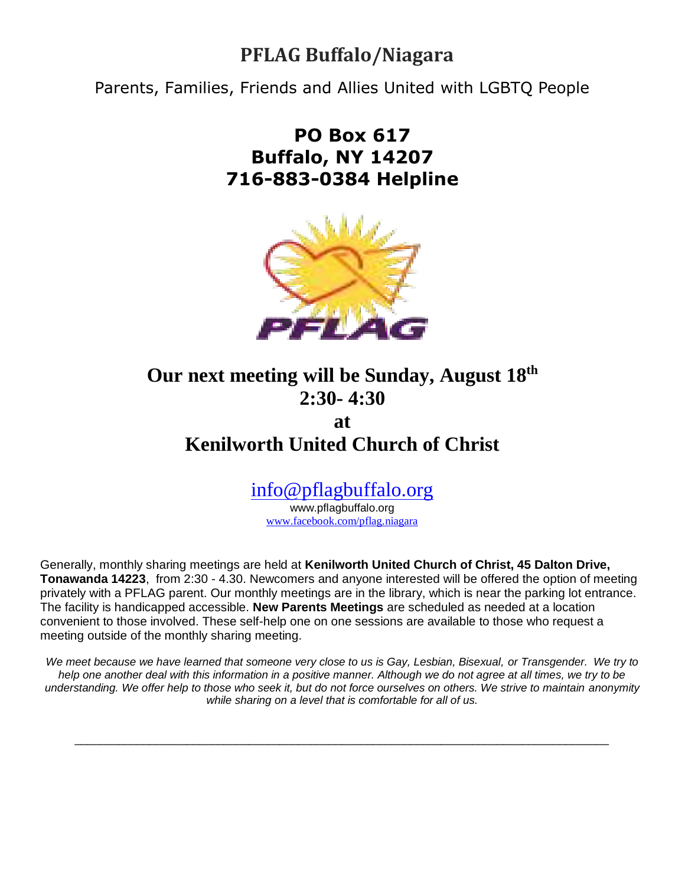# PFLAG Buffalo/Niagara

Parents, Families, Friends and Allies United with LGBTQ People

**PO Box 617**
**Buffalo, NY 14207**
**716-883-0384 Helpline**

## Our next meeting will be Sunday, August 18th 2:30- 4:30 at Kenilworth United Church of Christ

info@pflagbuffalo.org
www.pflagbuffalo.org
www.facebook.com/pflag.niagara

Generally, monthly sharing meetings are held at **Kenilworth United Church of Christ, 45 Dalton Drive, Tonawanda 14223**, from 2:30 - 4.30. Newcomers and anyone interested will be offered the option of meeting privately with a PFLAG parent. Our monthly meetings are in the library, which is near the parking lot entrance. The facility is handicapped accessible. **New Parents Meetings** are scheduled as needed at a location convenient to those involved. These self-help one on one sessions are available to those who request a meeting outside of the monthly sharing meeting.

*We meet because we have learned that someone very close to us is Gay, Lesbian, Bisexual, or Transgender. We try to help one another deal with this information in a positive manner. Although we do not agree at all times, we try to be understanding. We offer help to those who seek it, but do not force ourselves on others. We strive to maintain anonymity while sharing on a level that is comfortable for all of us.*

---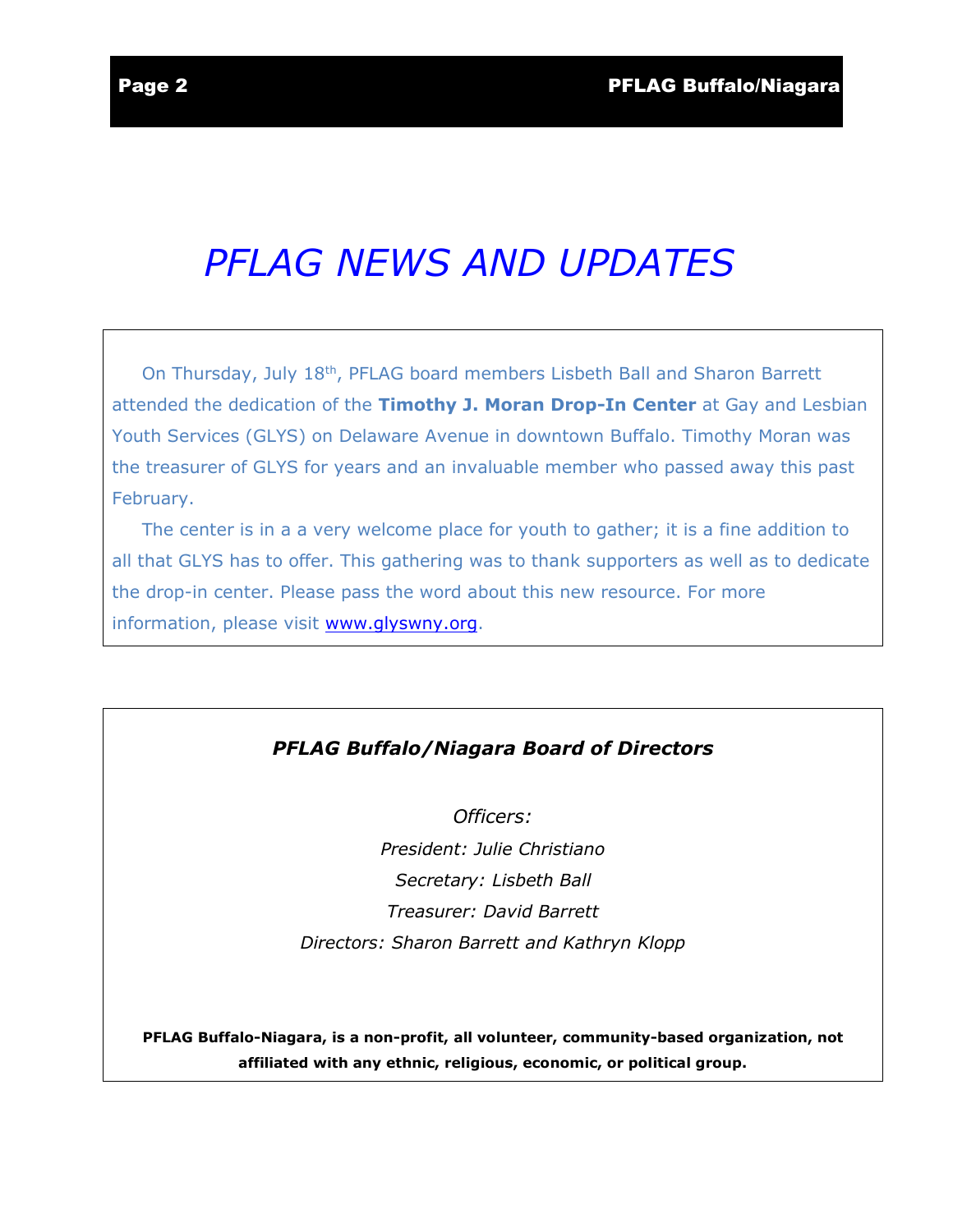# *PFLAG NEWS AND UPDATES*

On Thursday, July 18th, PFLAG board members Lisbeth Ball and Sharon Barrett attended the dedication of the **Timothy J. Moran Drop-In Center** at Gay and Lesbian Youth Services (GLYS) on Delaware Avenue in downtown Buffalo. Timothy Moran was the treasurer of GLYS for years and an invaluable member who passed away this past February.

The center is in a a very welcome place for youth to gather; it is a fine addition to all that GLYS has to offer. This gathering was to thank supporters as well as to dedicate the drop-in center. Please pass the word about this new resource. For more information, please visit www.glyswny.org.

## ***PFLAG Buffalo/Niagara Board of Directors***

*Officers:*

*President: Julie Christiano*

*Secretary: Lisbeth Ball*

*Treasurer: David Barrett*

*Directors: Sharon Barrett and Kathryn Klopp*

**PFLAG Buffalo-Niagara, is a non-profit, all volunteer, community-based organization, not affiliated with any ethnic, religious, economic, or political group.**